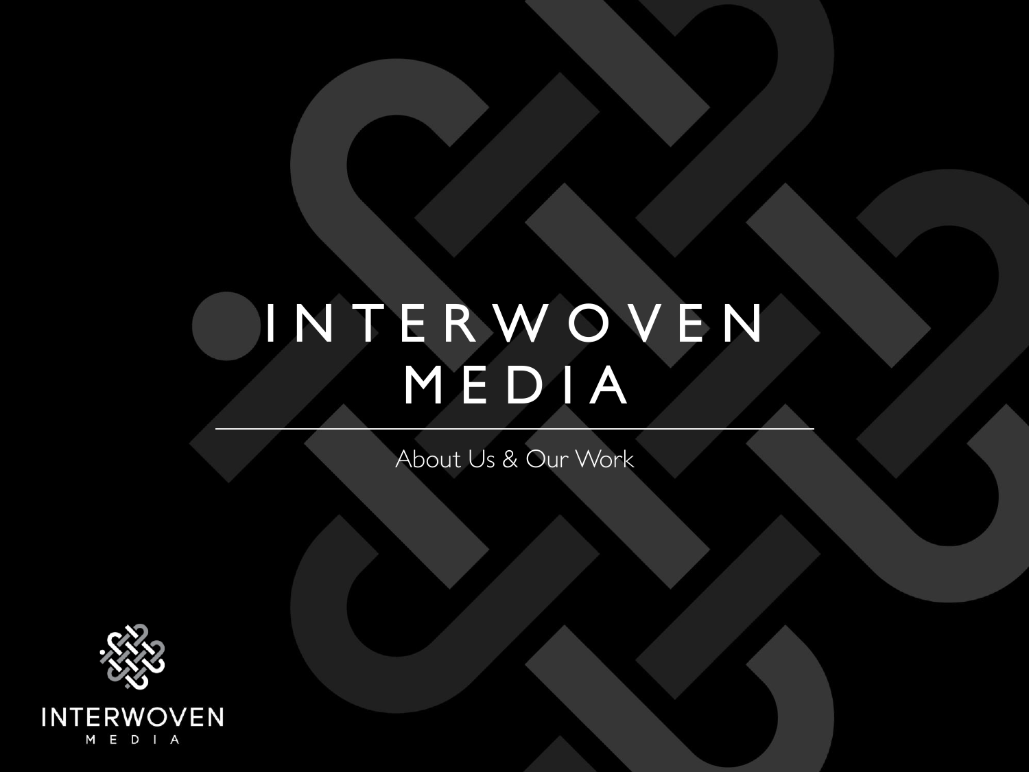# INTERWOVEN MEDIA

About Us & Our Work

INTERWOVEN

MEDIA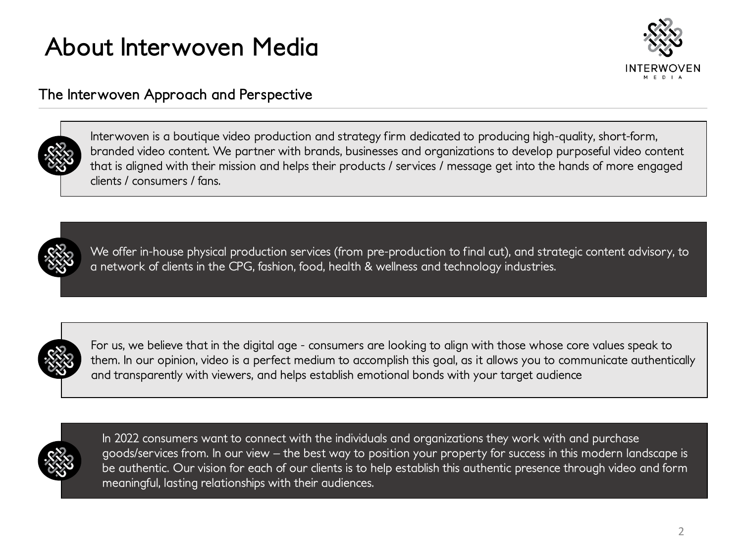# About Interwoven Media

## The Interwoven Approach and Perspective

Interwoven is a boutique video production and strategy firm dedicated to producing high-quality, short-form, branded video content. We partner with brands, businesses and organizations to develop purposeful video content that is aligned with their mission and helps their products / services / message get into the hands of more engaged clients / consumers / fans.

We offer in-house physical production services (from pre-production to final cut), and strategic content advisory, to a network of clients in the CPG, fashion, food, health & wellness and technology industries.

For us, we believe that in the digital age - consumers are looking to align with those whose core values speak to them. In our opinion, video is a perfect medium to accomplish this goal, as it allows you to communicate authentically and transparently with viewers, and helps establish emotional bonds with your target audience

In 2022 consumers want to connect with the individuals and organizations they work with and purchase goods/services from. In our view – the best way to position your property for success in this modern landscape is be authentic. Our vision for each of our clients is to help establish this authentic presence through video and form meaningful, lasting relationships with their audiences.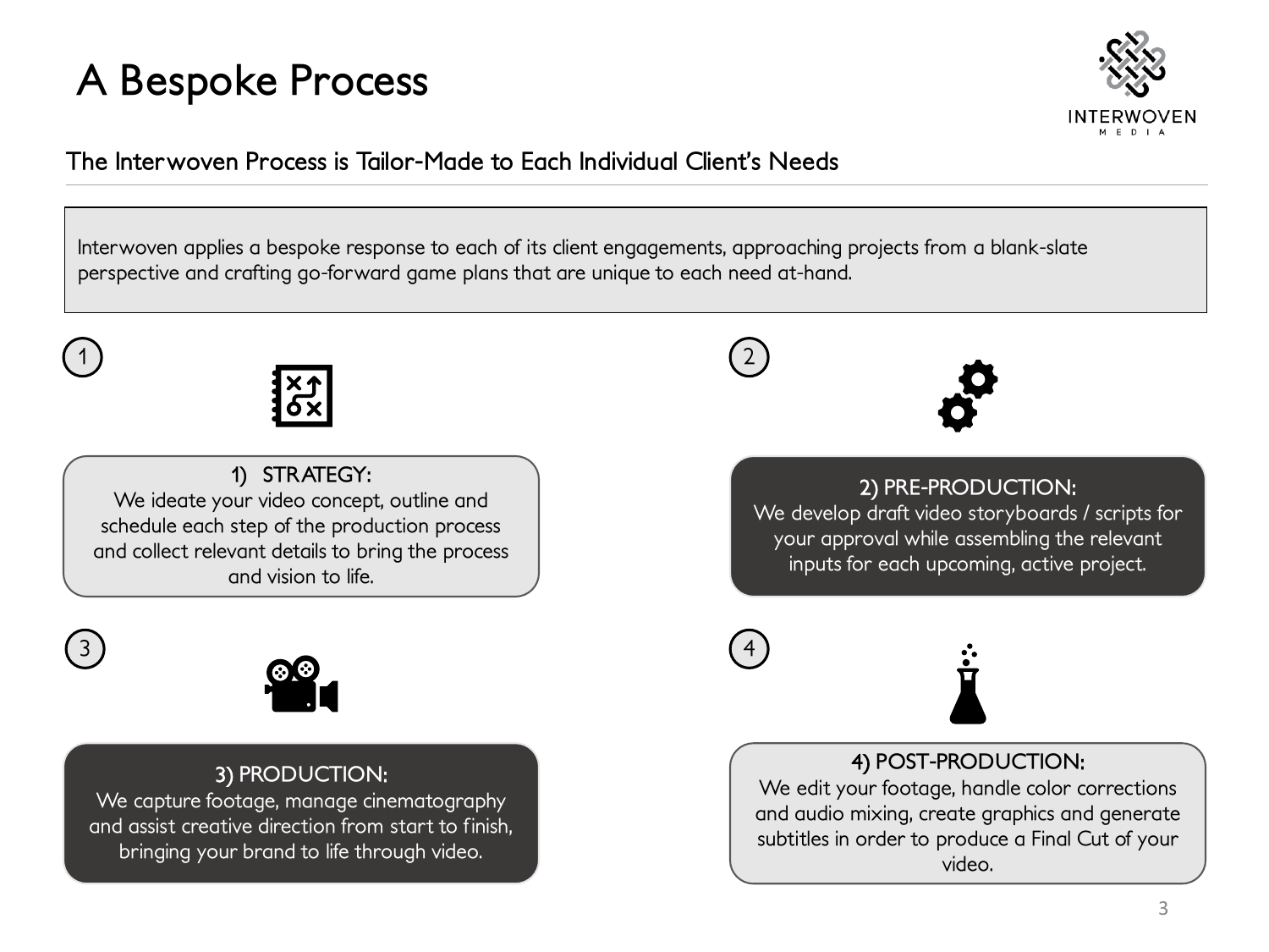# A Bespoke Process

INTERWOVEN MEDIA

## The Interwoven Process is Tailor-Made to Each Individual Client's Needs

Interwoven applies a bespoke response to each of its client engagements, approaching projects from a blank-slate perspective and crafting go-forward game plans that are unique to each need at-hand.

**1) STRATEGY:**
We ideate your video concept, outline and schedule each step of the production process and collect relevant details to bring the process and vision to life.

**2) PRE-PRODUCTION:**
We develop draft video storyboards / scripts for your approval while assembling the relevant inputs for each upcoming, active project.

**3) PRODUCTION:**
We capture footage, manage cinematography and assist creative direction from start to finish, bringing your brand to life through video.

**4) POST-PRODUCTION:**
We edit your footage, handle color corrections and audio mixing, create graphics and generate subtitles in order to produce a Final Cut of your video.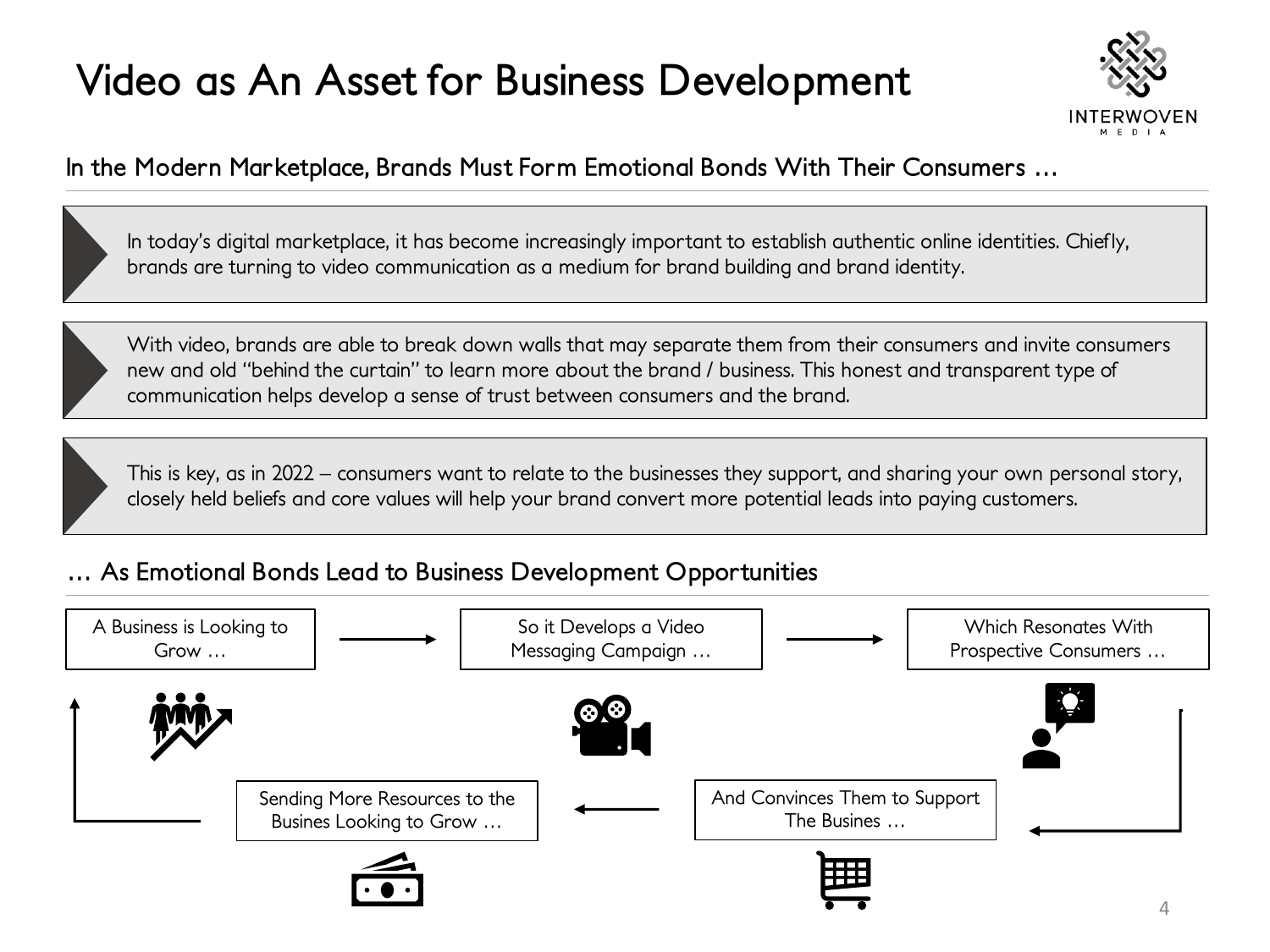# Video as An Asset for Business Development

## In the Modern Marketplace, Brands Must Form Emotional Bonds With Their Consumers …

- In today's digital marketplace, it has become increasingly important to establish authentic online identities. Chiefly, brands are turning to video communication as a medium for brand building and brand identity.

- With video, brands are able to break down walls that may separate them from their consumers and invite consumers new and old "behind the curtain" to learn more about the brand / business. This honest and transparent type of communication helps develop a sense of trust between consumers and the brand.

- This is key, as in 2022 – consumers want to relate to the businesses they support, and sharing your own personal story, closely held beliefs and core values will help your brand convert more potential leads into paying customers.

## … As Emotional Bonds Lead to Business Development Opportunities

A Business is Looking to Grow … → So it Develops a Video Messaging Campaign … → Which Resonates With Prospective Consumers … → And Convinces Them to Support The Busines … → Sending More Resources to the Busines Looking to Grow … → A Business is Looking to Grow …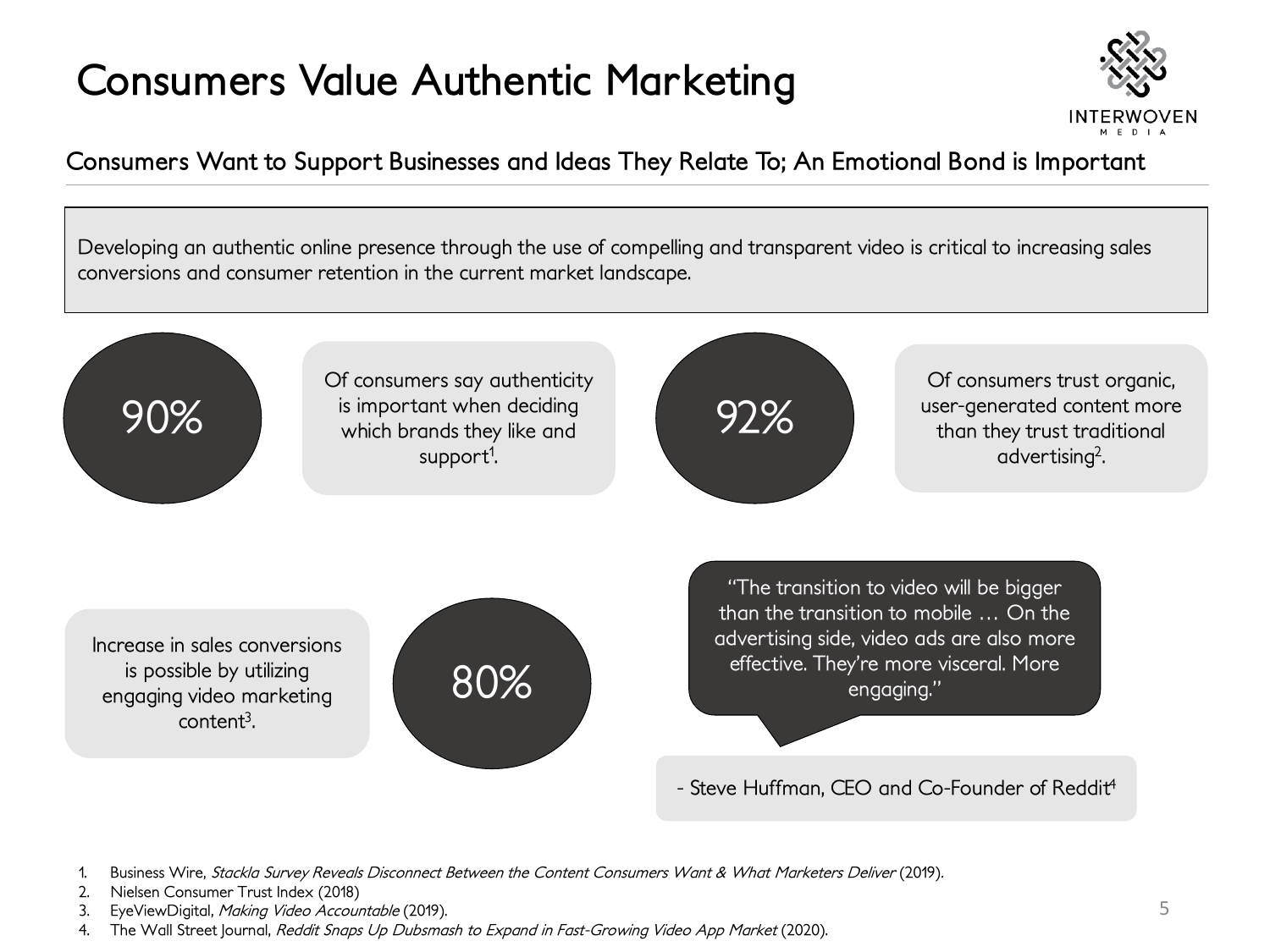# Consumers Value Authentic Marketing

INTERWOVEN MEDIA

## Consumers Want to Support Businesses and Ideas They Relate To; An Emotional Bond is Important

Developing an authentic online presence through the use of compelling and transparent video is critical to increasing sales conversions and consumer retention in the current market landscape.

**90%**

Of consumers say authenticity is important when deciding which brands they like and support[1].

**92%**

Of consumers trust organic, user-generated content more than they trust traditional advertising[2].

**80%**

Increase in sales conversions is possible by utilizing engaging video marketing content[3].

"The transition to video will be bigger than the transition to mobile … On the advertising side, video ads are also more effective. They're more visceral. More engaging."

\- Steve Huffman, CEO and Co-Founder of Reddit[4]

1. Business Wire, *Stackla Survey Reveals Disconnect Between the Content Consumers Want & What Marketers Deliver* (2019).
2. Nielsen Consumer Trust Index (2018)
3. EyeViewDigital, *Making Video Accountable* (2019).
4. The Wall Street Journal, *Reddit Snaps Up Dubsmash to Expand in Fast-Growing Video App Market* (2020).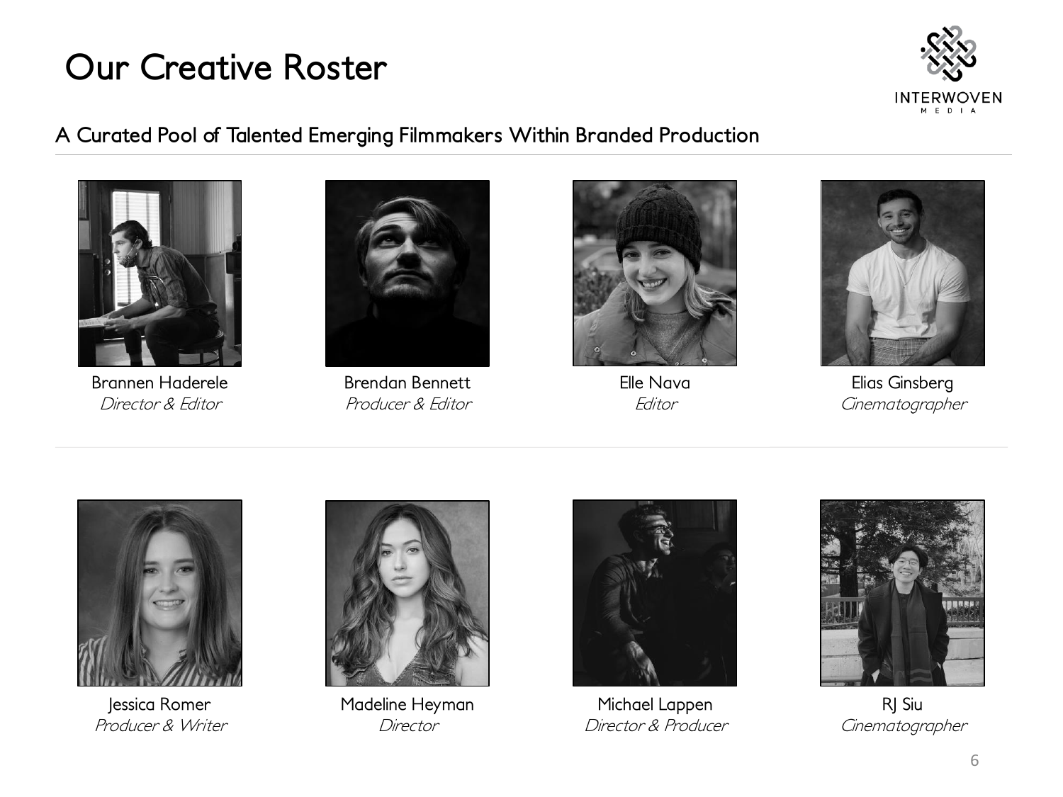# Our Creative Roster

INTERWOVEN MEDIA

## A Curated Pool of Talented Emerging Filmmakers Within Branded Production

Brannen Haderele
*Director & Editor*

Brendan Bennett
*Producer & Editor*

Elle Nava
*Editor*

Elias Ginsberg
*Cinematographer*

Jessica Romer
*Producer & Writer*

Madeline Heyman
*Director*

Michael Lappen
*Director & Producer*

RJ Siu
*Cinematographer*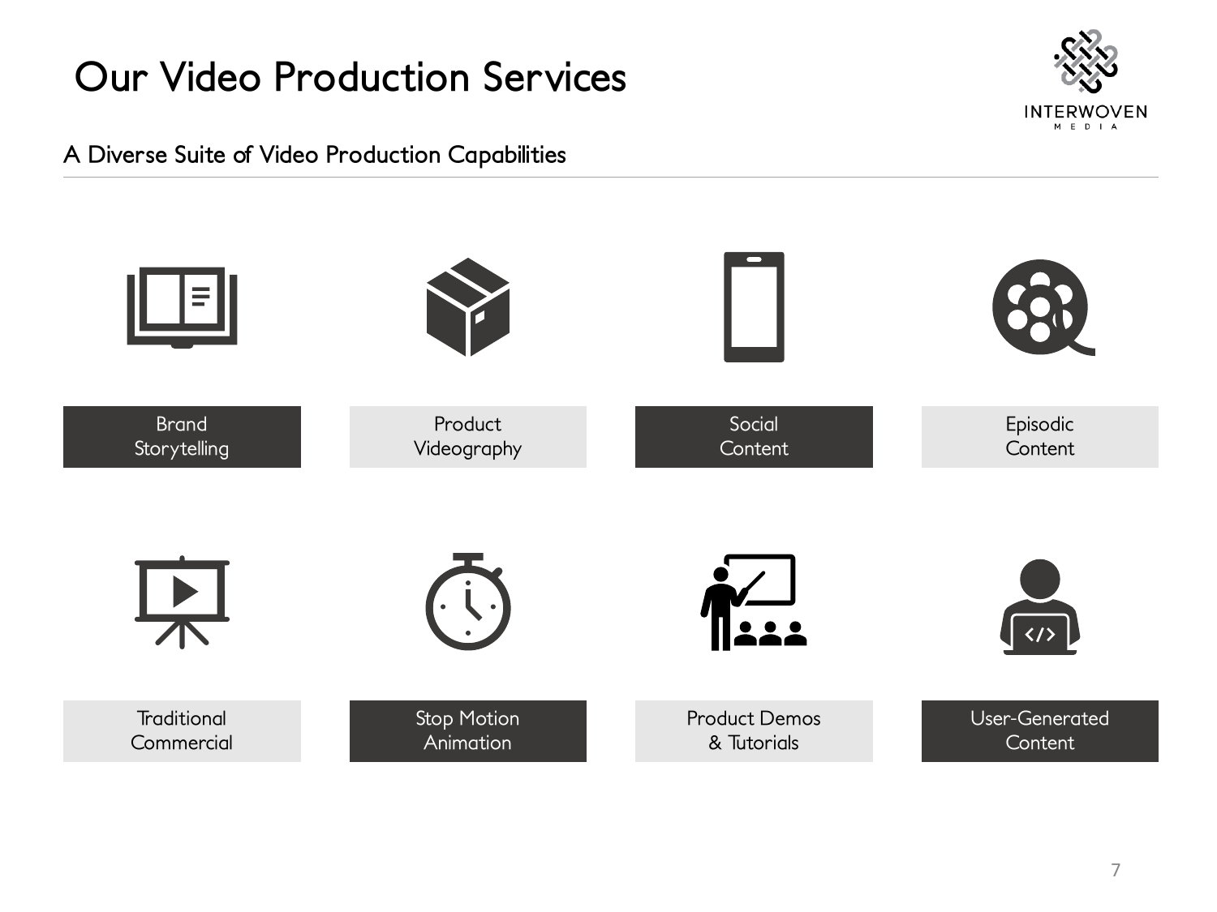# Our Video Production Services

INTERWOVEN MEDIA

## A Diverse Suite of Video Production Capabilities

- Brand Storytelling
- Product Videography
- Social Content
- Episodic Content
- Traditional Commercial
- Stop Motion Animation
- Product Demos & Tutorials
- User-Generated Content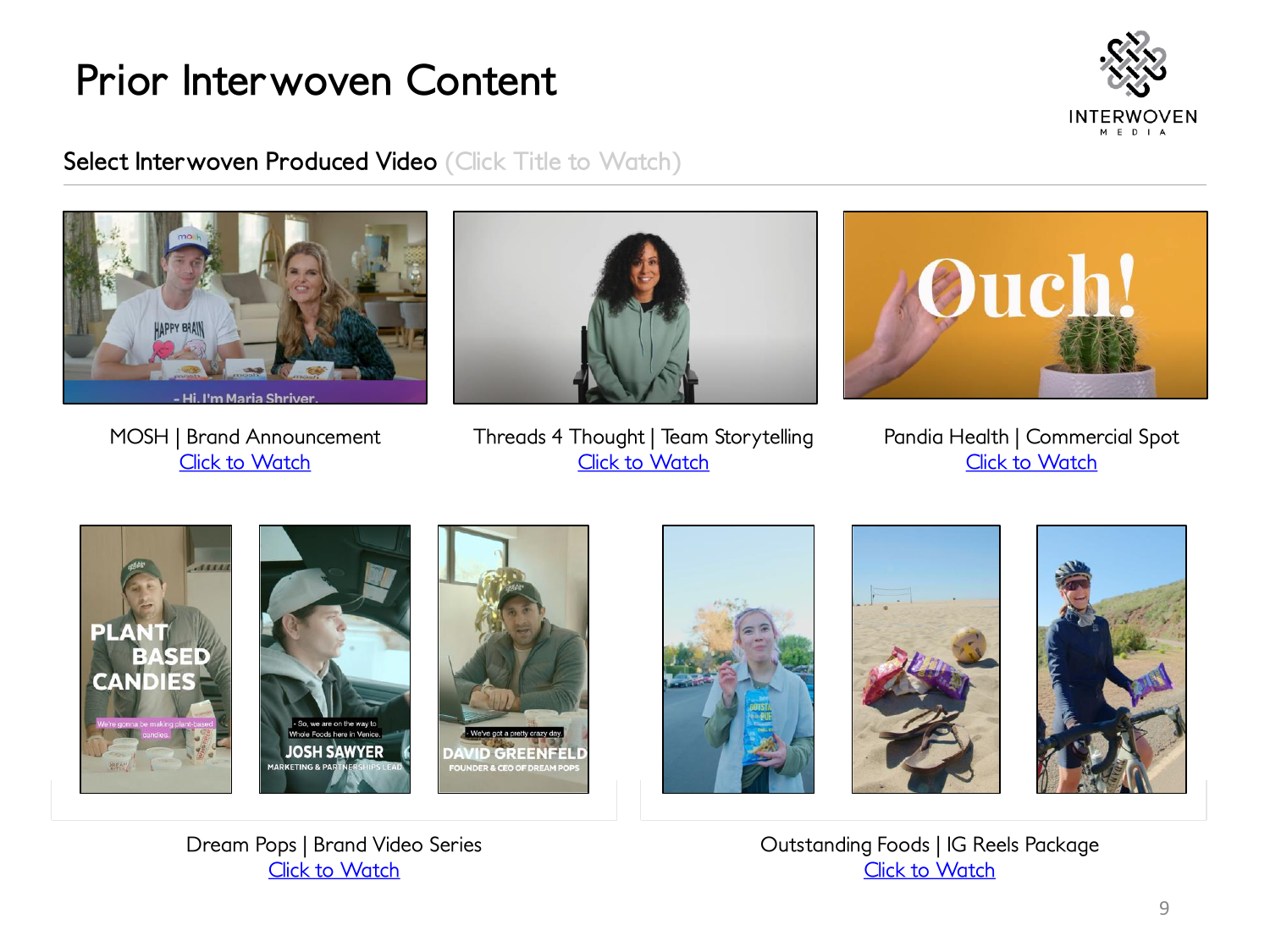# Prior Interwoven Content

## Select Interwoven Produced Video (Click Title to Watch)

MOSH | Brand Announcement
Click to Watch

Threads 4 Thought | Team Storytelling
Click to Watch

Pandia Health | Commercial Spot
Click to Watch

Dream Pops | Brand Video Series
Click to Watch

Outstanding Foods | IG Reels Package
Click to Watch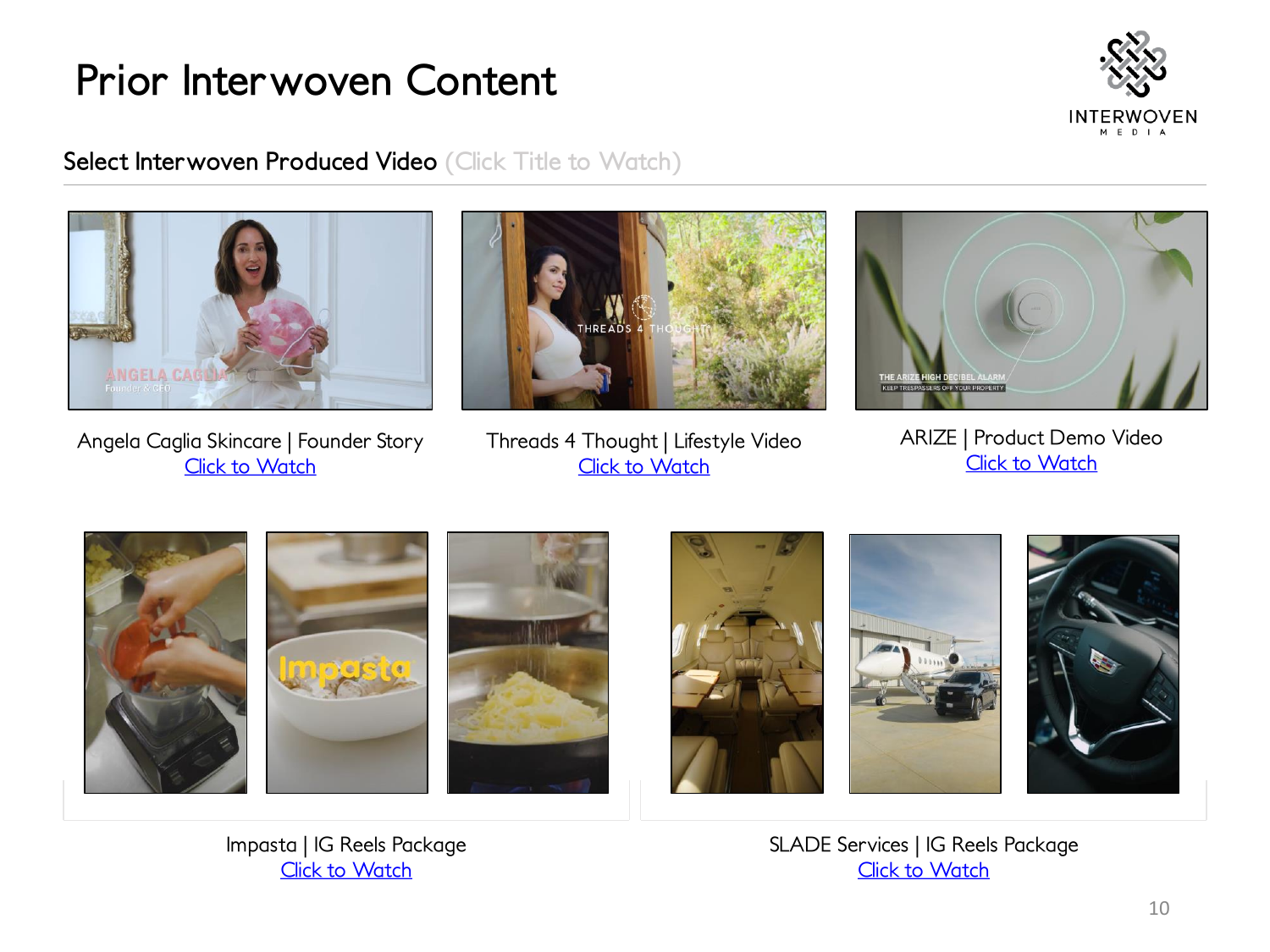# Prior Interwoven Content

## Select Interwoven Produced Video (Click Title to Watch)

Angela Caglia Skincare | Founder Story
Click to Watch

Threads 4 Thought | Lifestyle Video
Click to Watch

ARIZE | Product Demo Video
Click to Watch

Impasta | IG Reels Package
Click to Watch

SLADE Services | IG Reels Package
Click to Watch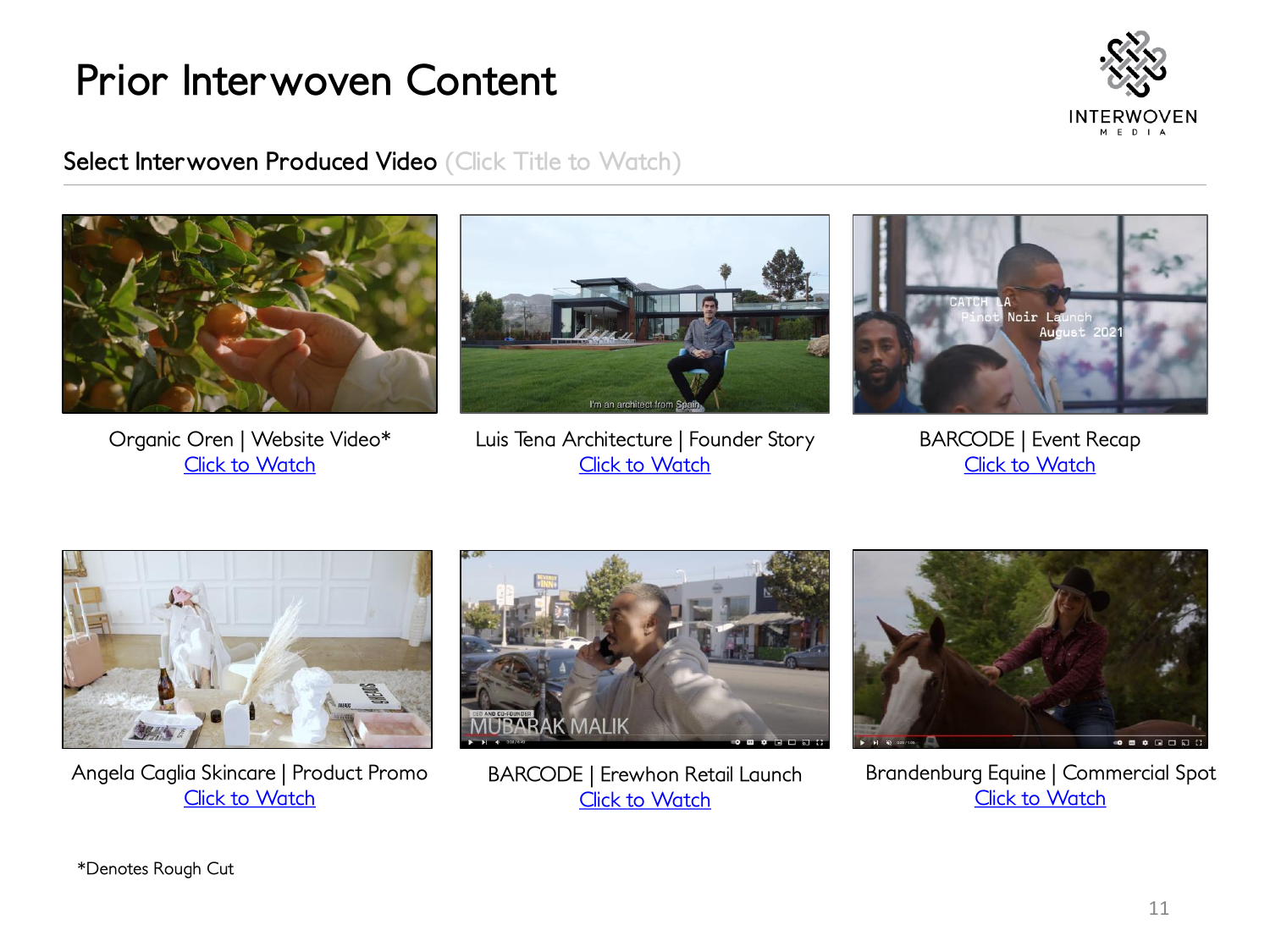# Prior Interwoven Content

## Select Interwoven Produced Video (Click Title to Watch)

Organic Oren | Website Video*
Click to Watch

Luis Tena Architecture | Founder Story
Click to Watch

BARCODE | Event Recap
Click to Watch

Angela Caglia Skincare | Product Promo
Click to Watch

BARCODE | Erewhon Retail Launch
Click to Watch

Brandenburg Equine | Commercial Spot
Click to Watch

*Denotes Rough Cut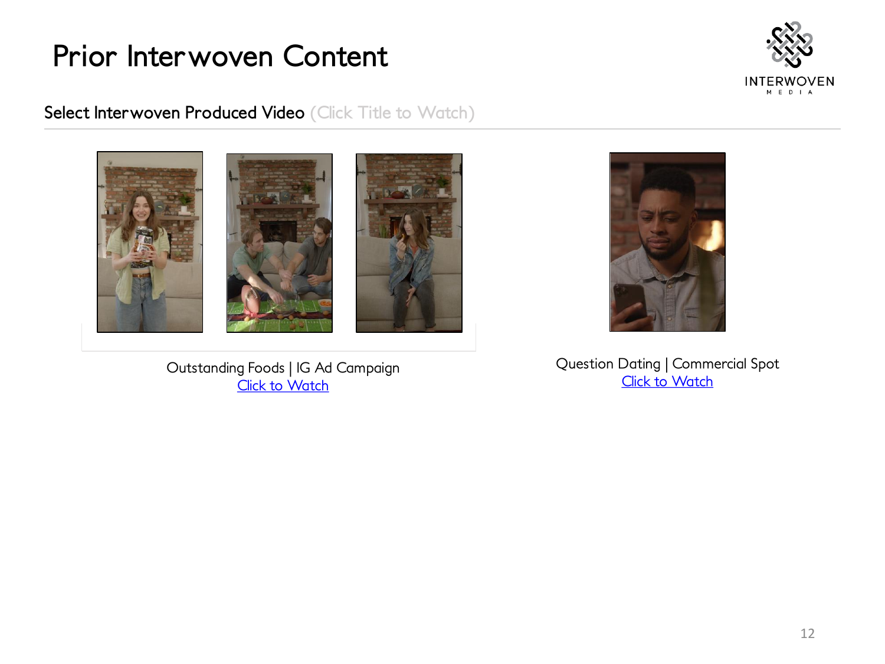# Prior Interwoven Content

INTERWOVEN MEDIA

## Select Interwoven Produced Video (Click Title to Watch)

Outstanding Foods | IG Ad Campaign
Click to Watch

Question Dating | Commercial Spot
Click to Watch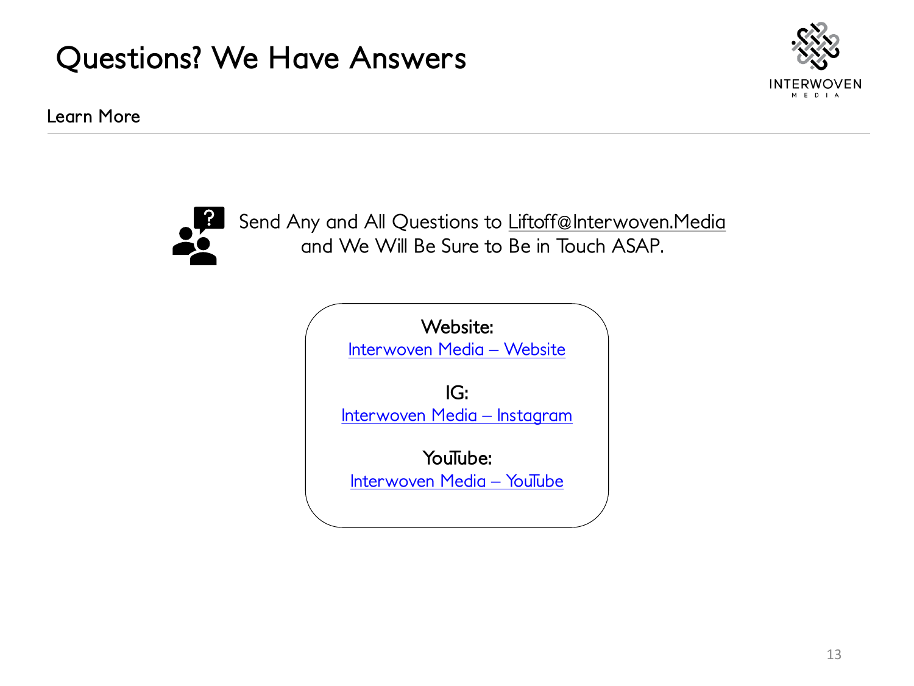# Questions? We Have Answers

## Learn More

Send Any and All Questions to Liftoff@Interwoven.Media and We Will Be Sure to Be in Touch ASAP.

**Website:**
Interwoven Media – Website

**IG:**
Interwoven Media – Instagram

**YouTube:**
Interwoven Media – YouTube